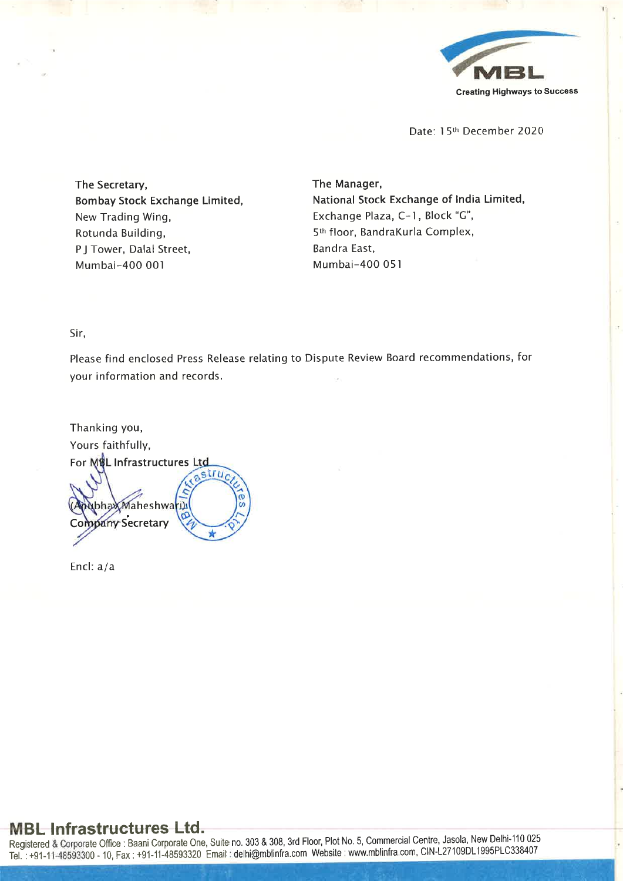Creating Highways to Success

Date: 15th December 2020

The Secretary,
Bombay Stock Exchange Limited,
New Trading Wing,
Rotunda Building,
P J Tower, Dalal Street,
Mumbai-400 001

The Manager,
National Stock Exchange of India Limited,
Exchange Plaza, C-1, Block "G",
5th floor, BandraKurla Complex,
Bandra East,
Mumbai-400 051

Sir,

Please find enclosed Press Release relating to Dispute Review Board recommendations, for your information and records.

Thanking you,
Yours faithfully,
For MBL Infrastructures Ltd

(Anubhav Maheshwari)
Company Secretary

Encl: a/a

**MBL Infrastructures Ltd.**
Registered & Corporate Office : Baani Corporate One, Suite no. 303 & 308, 3rd Floor, Plot No. 5, Commercial Centre, Jasola, New Delhi-110 025
Tel. : +91-11-48593300 - 10, Fax : +91-11-48593320 Email : delhi@mblinfra.com Website : www.mblinfra.com, CIN-L27109DL1995PLC338407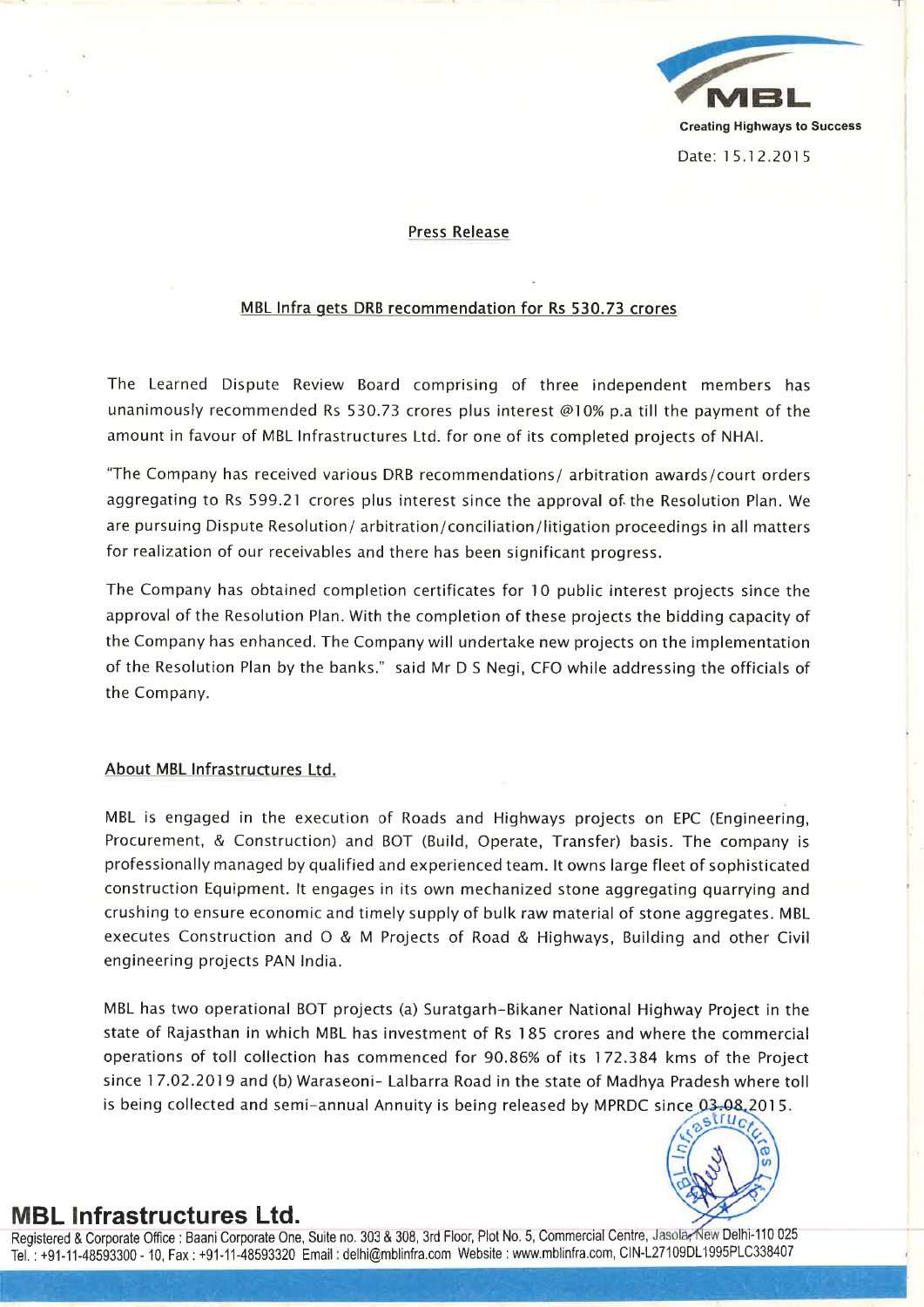Date: 15.12.2015

Press Release

MBL Infra gets DRB recommendation for Rs 530.73 crores

The Learned Dispute Review Board comprising of three independent members has unanimously recommended Rs 530.73 crores plus interest @10% p.a till the payment of the amount in favour of MBL Infrastructures Ltd. for one of its completed projects of NHAI.

"The Company has received various DRB recommendations/ arbitration awards/court orders aggregating to Rs 599.21 crores plus interest since the approval of the Resolution Plan. We are pursuing Dispute Resolution/ arbitration/conciliation/litigation proceedings in all matters for realization of our receivables and there has been significant progress.

The Company has obtained completion certificates for 10 public interest projects since the approval of the Resolution Plan. With the completion of these projects the bidding capacity of the Company has enhanced. The Company will undertake new projects on the implementation of the Resolution Plan by the banks." said Mr D S Negi, CFO while addressing the officials of the Company.

## About MBL Infrastructures Ltd.

MBL is engaged in the execution of Roads and Highways projects on EPC (Engineering, Procurement, & Construction) and BOT (Build, Operate, Transfer) basis. The company is professionally managed by qualified and experienced team. It owns large fleet of sophisticated construction Equipment. It engages in its own mechanized stone aggregating quarrying and crushing to ensure economic and timely supply of bulk raw material of stone aggregates. MBL executes Construction and O & M Projects of Road & Highways, Building and other Civil engineering projects PAN India.

MBL has two operational BOT projects (a) Suratgarh-Bikaner National Highway Project in the state of Rajasthan in which MBL has investment of Rs 185 crores and where the commercial operations of toll collection has commenced for 90.86% of its 172.384 kms of the Project since 17.02.2019 and (b) Waraseoni- Lalbarra Road in the state of Madhya Pradesh where toll is being collected and semi-annual Annuity is being released by MPRDC since 03.08.2015.

**MBL Infrastructures Ltd.**

Registered & Corporate Office : Baani Corporate One, Suite no. 303 & 308, 3rd Floor, Plot No. 5, Commercial Centre, Jasola, New Delhi-110 025
Tel. : +91-11-48593300 - 10, Fax : +91-11-48593320 Email : delhi@mblinfra.com Website : www.mblinfra.com, CIN-L27109DL1995PLC338407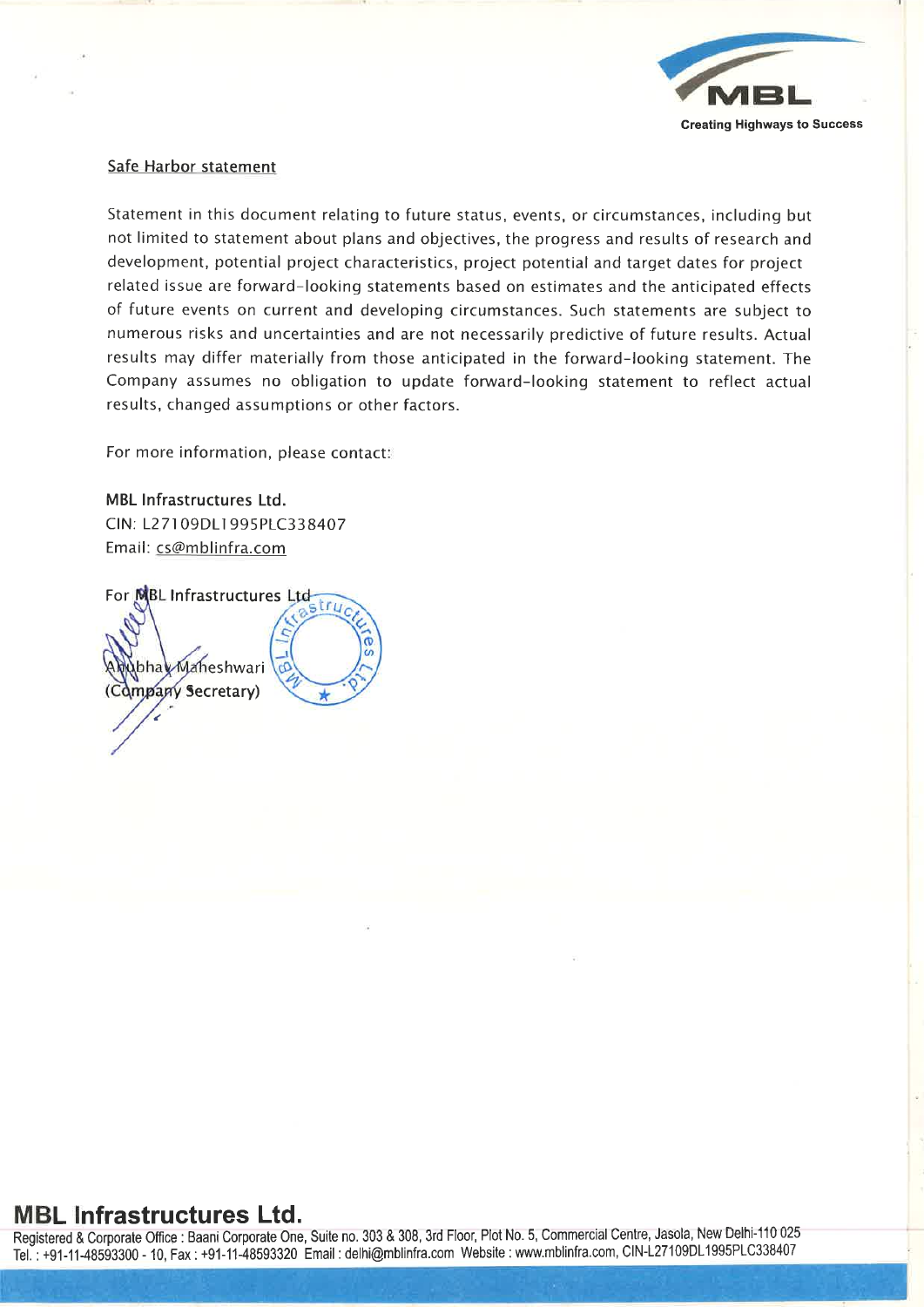MBL

Creating Highways to Success

Safe Harbor statement

Statement in this document relating to future status, events, or circumstances, including but not limited to statement about plans and objectives, the progress and results of research and development, potential project characteristics, project potential and target dates for project related issue are forward-looking statements based on estimates and the anticipated effects of future events on current and developing circumstances. Such statements are subject to numerous risks and uncertainties and are not necessarily predictive of future results. Actual results may differ materially from those anticipated in the forward-looking statement. The Company assumes no obligation to update forward-looking statement to reflect actual results, changed assumptions or other factors.

For more information, please contact:

**MBL Infrastructures Ltd.**
CIN: L27109DL1995PLC338407
Email: cs@mblinfra.com

**For MBL Infrastructures Ltd**

**Anubhav Maheshwari**
**(Company Secretary)**

## MBL Infrastructures Ltd.

Registered & Corporate Office : Baani Corporate One, Suite no. 303 & 308, 3rd Floor, Plot No. 5, Commercial Centre, Jasola, New Delhi-110 025
Tel. : +91-11-48593300 - 10, Fax : +91-11-48593320 Email : delhi@mblinfra.com Website : www.mblinfra.com, CIN-L27109DL1995PLC338407